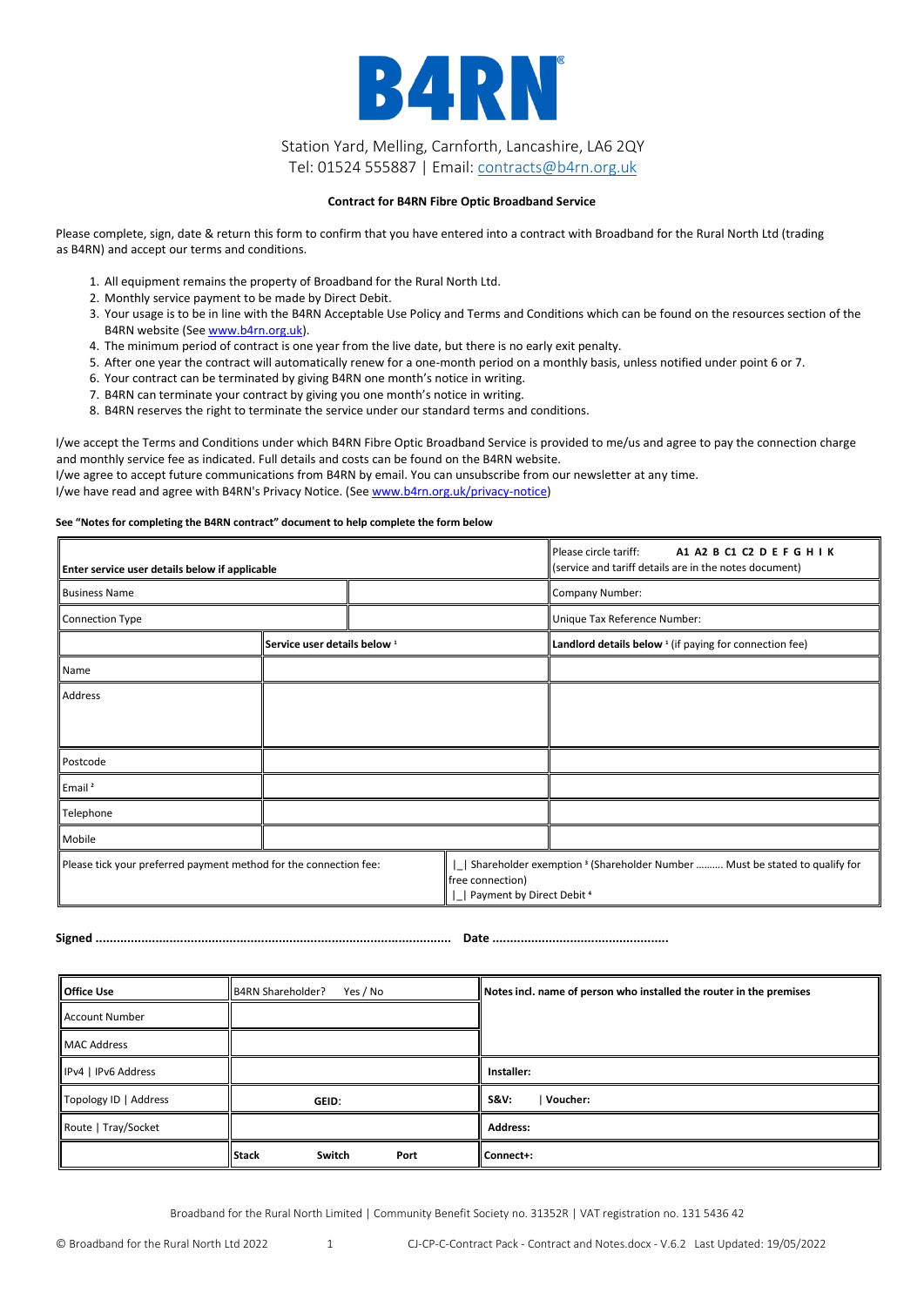# B4RN®

Station Yard, Melling, Carnforth, Lancashire, LA6 2QY
Tel: 01524 555887 | Email: contracts@b4rn.org.uk

**Contract for B4RN Fibre Optic Broadband Service**

Please complete, sign, date & return this form to confirm that you have entered into a contract with Broadband for the Rural North Ltd (trading as B4RN) and accept our terms and conditions.

1. All equipment remains the property of Broadband for the Rural North Ltd.
2. Monthly service payment to be made by Direct Debit.
3. Your usage is to be in line with the B4RN Acceptable Use Policy and Terms and Conditions which can be found on the resources section of the B4RN website (See www.b4rn.org.uk).
4. The minimum period of contract is one year from the live date, but there is no early exit penalty.
5. After one year the contract will automatically renew for a one-month period on a monthly basis, unless notified under point 6 or 7.
6. Your contract can be terminated by giving B4RN one month's notice in writing.
7. B4RN can terminate your contract by giving you one month's notice in writing.
8. B4RN reserves the right to terminate the service under our standard terms and conditions.

I/we accept the Terms and Conditions under which B4RN Fibre Optic Broadband Service is provided to me/us and agree to pay the connection charge and monthly service fee as indicated. Full details and costs can be found on the B4RN website.
I/we agree to accept future communications from B4RN by email. You can unsubscribe from our newsletter at any time.
I/we have read and agree with B4RN's Privacy Notice. (See www.b4rn.org.uk/privacy-notice)

**See "Notes for completing the B4RN contract" document to help complete the form below**

| | | |
|---|---|---|
| **Enter service user details below if applicable** | | Please circle tariff: **A1 A2 B C1 C2 D E F G H I K** (service and tariff details are in the notes document) |
| Business Name | | Company Number: |
| Connection Type | | Unique Tax Reference Number: |
| | **Service user details below** [1] | **Landlord details below** [1] (if paying for connection fee) |
| Name | | |
| Address | | |
| Postcode | | |
| Email [2] | | |
| Telephone | | |
| Mobile | | |
| Please tick your preferred payment method for the connection fee: | | \|_\| Shareholder exemption [3] (Shareholder Number .......... Must be stated to qualify for free connection)<br>\|_\| Payment by Direct Debit [4] |

**Signed** ................................................................................................ **Date** ................................................

| | | |
|---|---|---|
| **Office Use** | B4RN Shareholder? Yes / No | **Notes incl. name of person who installed the router in the premises** |
| Account Number | | |
| MAC Address | | |
| IPv4 \| IPv6 Address | | **Installer:** |
| Topology ID \| Address | **GEID:** | **S&V:** \| **Voucher:** |
| Route \| Tray/Socket | | **Address:** |
| | **Stack** **Switch** **Port** | **Connect+:** |

Broadband for the Rural North Limited | Community Benefit Society no. 31352R | VAT registration no. 131 5436 42

© Broadband for the Rural North Ltd 2022 CJ-CP-C-Contract Pack - Contract and Notes.docx - V.6.2 Last Updated: 19/05/2022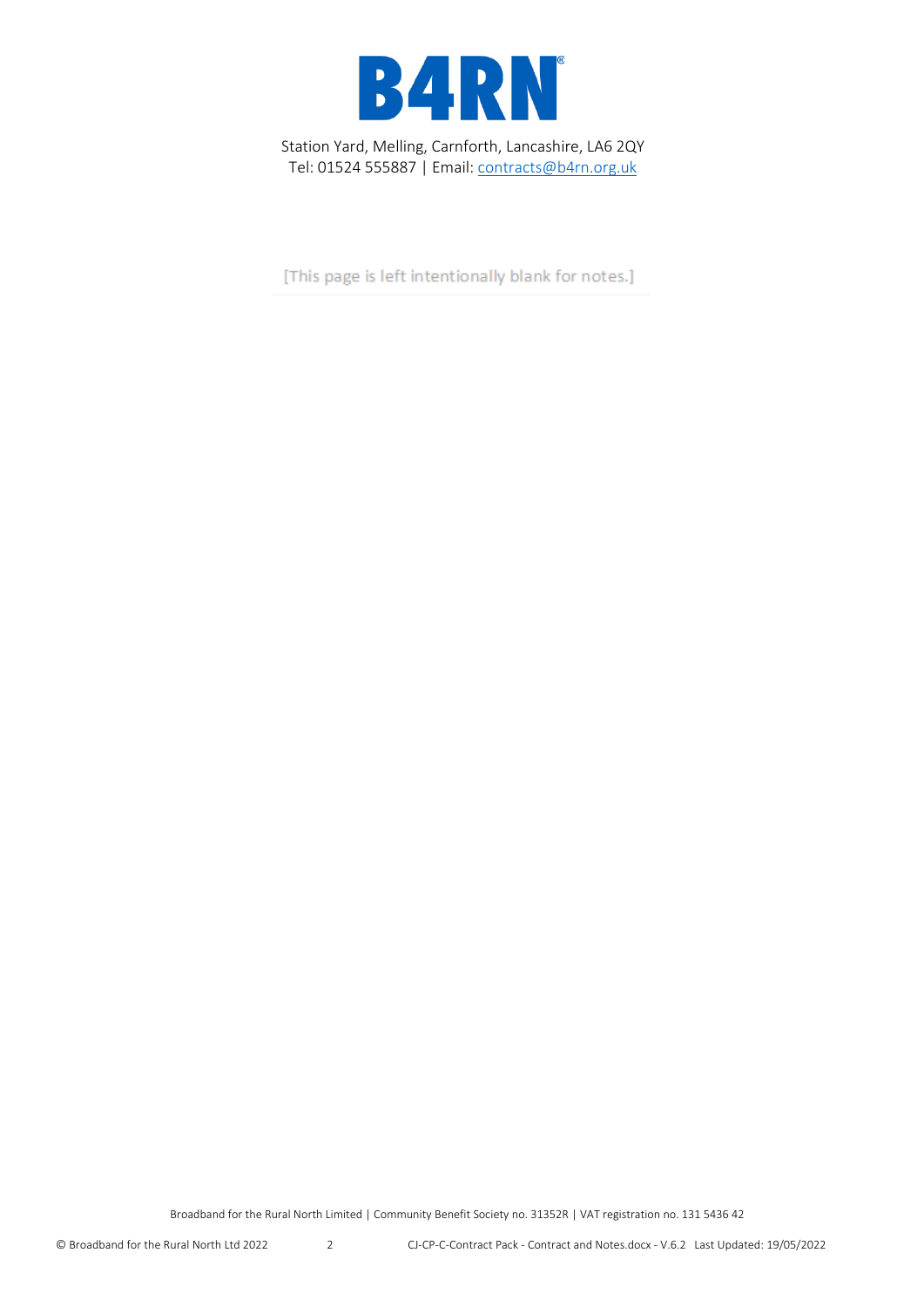# B4RN®

Station Yard, Melling, Carnforth, Lancashire, LA6 2QY
Tel: 01524 555887 | Email: contracts@b4rn.org.uk

[This page is left intentionally blank for notes.]

Broadband for the Rural North Limited | Community Benefit Society no. 31352R | VAT registration no. 131 5436 42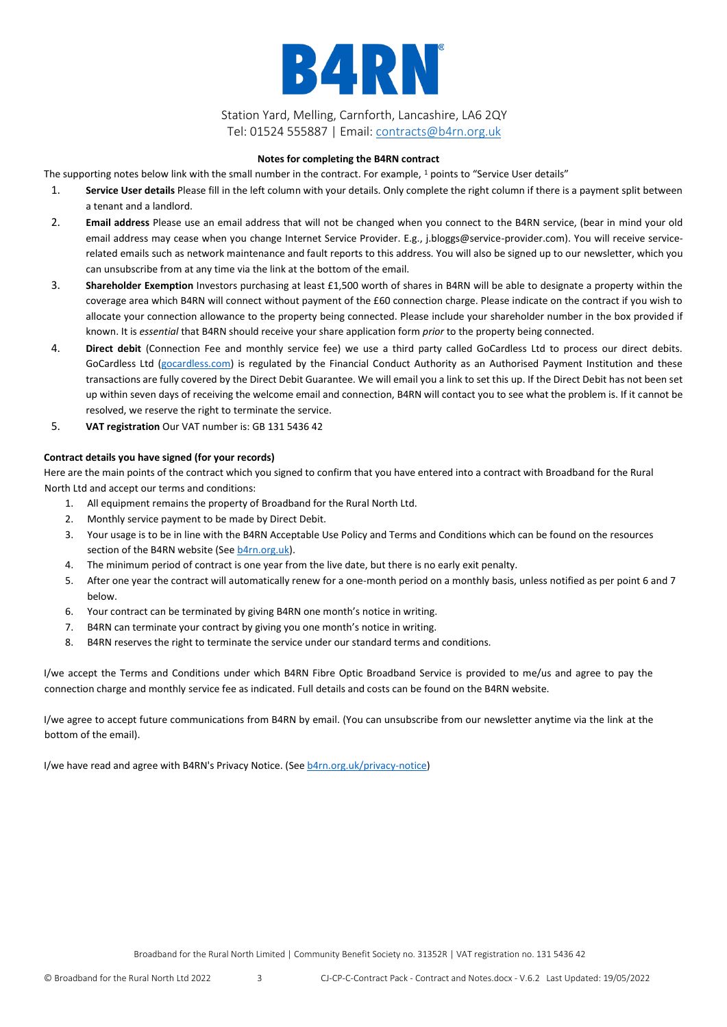# B4RN

Station Yard, Melling, Carnforth, Lancashire, LA6 2QY
Tel: 01524 555887 | Email: contracts@b4rn.org.uk

**Notes for completing the B4RN contract**

The supporting notes below link with the small number in the contract. For example, [1] points to "Service User details"

1. **Service User details** Please fill in the left column with your details. Only complete the right column if there is a payment split between a tenant and a landlord.
2. **Email address** Please use an email address that will not be changed when you connect to the B4RN service, (bear in mind your old email address may cease when you change Internet Service Provider. E.g., j.bloggs@service-provider.com). You will receive service-related emails such as network maintenance and fault reports to this address. You will also be signed up to our newsletter, which you can unsubscribe from at any time via the link at the bottom of the email.
3. **Shareholder Exemption** Investors purchasing at least £1,500 worth of shares in B4RN will be able to designate a property within the coverage area which B4RN will connect without payment of the £60 connection charge. Please indicate on the contract if you wish to allocate your connection allowance to the property being connected. Please include your shareholder number in the box provided if known. It is *essential* that B4RN should receive your share application form *prior* to the property being connected.
4. **Direct debit** (Connection Fee and monthly service fee) we use a third party called GoCardless Ltd to process our direct debits. GoCardless Ltd (gocardless.com) is regulated by the Financial Conduct Authority as an Authorised Payment Institution and these transactions are fully covered by the Direct Debit Guarantee. We will email you a link to set this up. If the Direct Debit has not been set up within seven days of receiving the welcome email and connection, B4RN will contact you to see what the problem is. If it cannot be resolved, we reserve the right to terminate the service.
5. **VAT registration** Our VAT number is: GB 131 5436 42

**Contract details you have signed (for your records)**

Here are the main points of the contract which you signed to confirm that you have entered into a contract with Broadband for the Rural North Ltd and accept our terms and conditions:

1. All equipment remains the property of Broadband for the Rural North Ltd.
2. Monthly service payment to be made by Direct Debit.
3. Your usage is to be in line with the B4RN Acceptable Use Policy and Terms and Conditions which can be found on the resources section of the B4RN website (See b4rn.org.uk).
4. The minimum period of contract is one year from the live date, but there is no early exit penalty.
5. After one year the contract will automatically renew for a one-month period on a monthly basis, unless notified as per point 6 and 7 below.
6. Your contract can be terminated by giving B4RN one month's notice in writing.
7. B4RN can terminate your contract by giving you one month's notice in writing.
8. B4RN reserves the right to terminate the service under our standard terms and conditions.

I/we accept the Terms and Conditions under which B4RN Fibre Optic Broadband Service is provided to me/us and agree to pay the connection charge and monthly service fee as indicated. Full details and costs can be found on the B4RN website.

I/we agree to accept future communications from B4RN by email. (You can unsubscribe from our newsletter anytime via the link at the bottom of the email).

I/we have read and agree with B4RN's Privacy Notice. (See b4rn.org.uk/privacy-notice)

Broadband for the Rural North Limited | Community Benefit Society no. 31352R | VAT registration no. 131 5436 42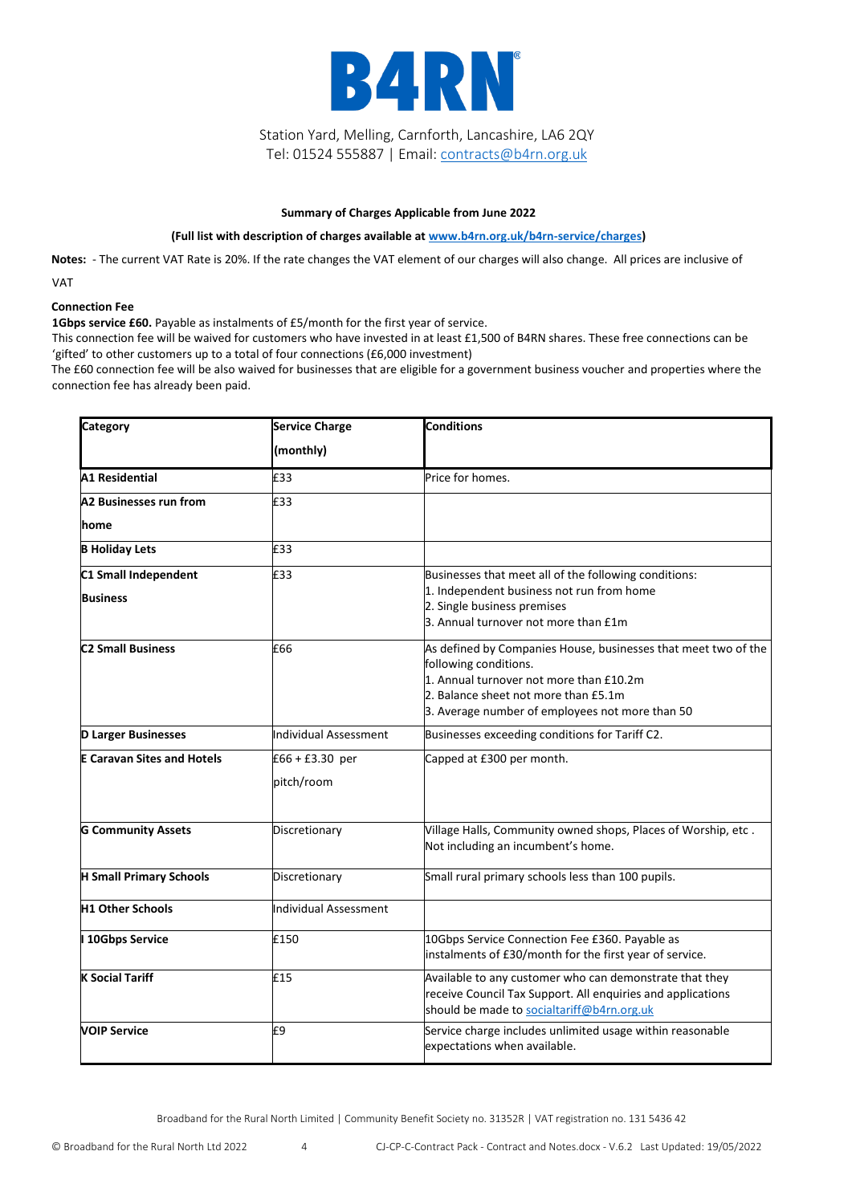B4RN®

Station Yard, Melling, Carnforth, Lancashire, LA6 2QY
Tel: 01524 555887 | Email: contracts@b4rn.org.uk

**Summary of Charges Applicable from June 2022**

**(Full list with description of charges available at www.b4rn.org.uk/b4rn-service/charges)**

**Notes:** - The current VAT Rate is 20%. If the rate changes the VAT element of our charges will also change. All prices are inclusive of VAT

**Connection Fee**

**1Gbps service £60.** Payable as instalments of £5/month for the first year of service.
This connection fee will be waived for customers who have invested in at least £1,500 of B4RN shares. These free connections can be 'gifted' to other customers up to a total of four connections (£6,000 investment)
The £60 connection fee will be also waived for businesses that are eligible for a government business voucher and properties where the connection fee has already been paid.

| Category | Service Charge (monthly) | Conditions |
|---|---|---|
| **A1 Residential** | £33 | Price for homes. |
| **A2 Businesses run from home** | £33 | |
| **B Holiday Lets** | £33 | |
| **C1 Small Independent Business** | £33 | Businesses that meet all of the following conditions:<br>1. Independent business not run from home<br>2. Single business premises<br>3. Annual turnover not more than £1m |
| **C2 Small Business** | £66 | As defined by Companies House, businesses that meet two of the following conditions.<br>1. Annual turnover not more than £10.2m<br>2. Balance sheet not more than £5.1m<br>3. Average number of employees not more than 50 |
| **D Larger Businesses** | Individual Assessment | Businesses exceeding conditions for Tariff C2. |
| **E Caravan Sites and Hotels** | £66 + £3.30 per pitch/room | Capped at £300 per month. |
| **G Community Assets** | Discretionary | Village Halls, Community owned shops, Places of Worship, etc . Not including an incumbent's home. |
| **H Small Primary Schools** | Discretionary | Small rural primary schools less than 100 pupils. |
| **H1 Other Schools** | Individual Assessment | |
| **I 10Gbps Service** | £150 | 10Gbps Service Connection Fee £360. Payable as instalments of £30/month for the first year of service. |
| **K Social Tariff** | £15 | Available to any customer who can demonstrate that they receive Council Tax Support. All enquiries and applications should be made to socialtariff@b4rn.org.uk |
| **VOIP Service** | £9 | Service charge includes unlimited usage within reasonable expectations when available. |

Broadband for the Rural North Limited | Community Benefit Society no. 31352R | VAT registration no. 131 5436 42

© Broadband for the Rural North Ltd 2022 CJ-CP-C-Contract Pack - Contract and Notes.docx - V.6.2 Last Updated: 19/05/2022